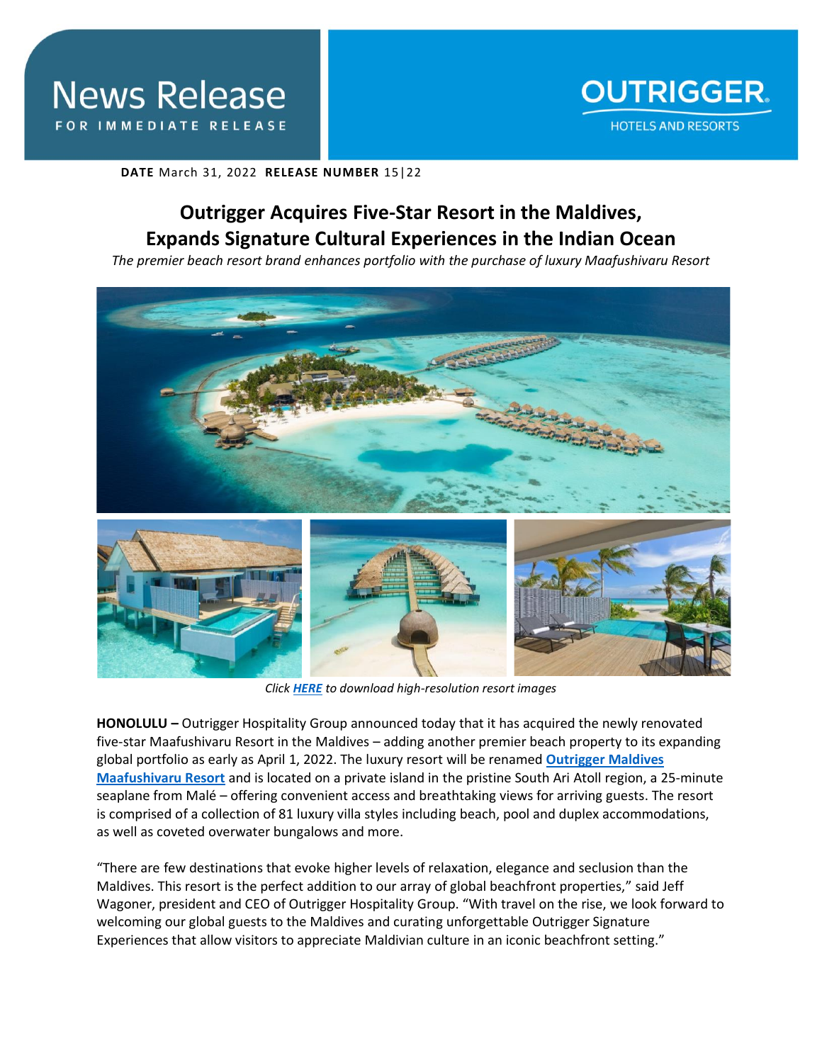News Release
FOR IMMEDIATE RELEASE

OUTRIGGER HOTELS AND RESORTS

**DATE** March 31, 2022 **RELEASE NUMBER** 15|22

# Outrigger Acquires Five-Star Resort in the Maldives, Expands Signature Cultural Experiences in the Indian Ocean

*The premier beach resort brand enhances portfolio with the purchase of luxury Maafushivaru Resort*

*Click **HERE** to download high-resolution resort images*

**HONOLULU –** Outrigger Hospitality Group announced today that it has acquired the newly renovated five-star Maafushivaru Resort in the Maldives – adding another premier beach property to its expanding global portfolio as early as April 1, 2022. The luxury resort will be renamed **Outrigger Maldives Maafushivaru Resort** and is located on a private island in the pristine South Ari Atoll region, a 25-minute seaplane from Malé – offering convenient access and breathtaking views for arriving guests. The resort is comprised of a collection of 81 luxury villa styles including beach, pool and duplex accommodations, as well as coveted overwater bungalows and more.

"There are few destinations that evoke higher levels of relaxation, elegance and seclusion than the Maldives. This resort is the perfect addition to our array of global beachfront properties," said Jeff Wagoner, president and CEO of Outrigger Hospitality Group. "With travel on the rise, we look forward to welcoming our global guests to the Maldives and curating unforgettable Outrigger Signature Experiences that allow visitors to appreciate Maldivian culture in an iconic beachfront setting."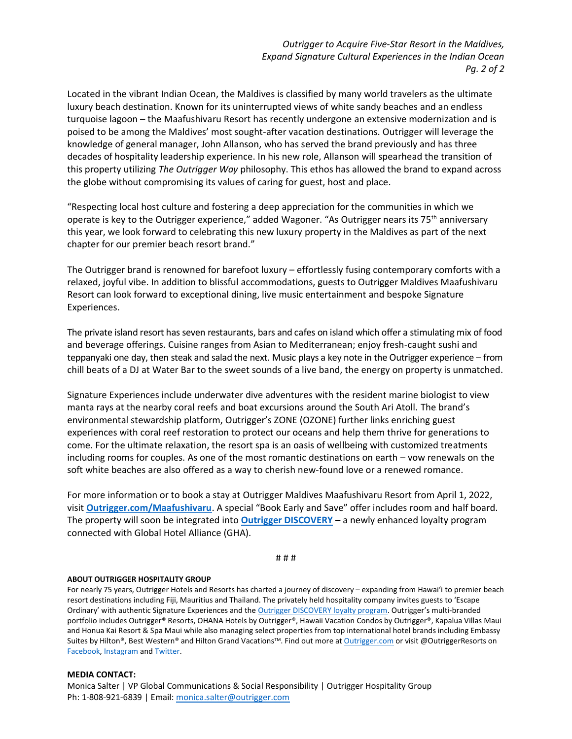Located in the vibrant Indian Ocean, the Maldives is classified by many world travelers as the ultimate luxury beach destination. Known for its uninterrupted views of white sandy beaches and an endless turquoise lagoon – the Maafushivaru Resort has recently undergone an extensive modernization and is poised to be among the Maldives' most sought-after vacation destinations. Outrigger will leverage the knowledge of general manager, John Allanson, who has served the brand previously and has three decades of hospitality leadership experience. In his new role, Allanson will spearhead the transition of this property utilizing *The Outrigger Way* philosophy. This ethos has allowed the brand to expand across the globe without compromising its values of caring for guest, host and place.

"Respecting local host culture and fostering a deep appreciation for the communities in which we operate is key to the Outrigger experience," added Wagoner. "As Outrigger nears its 75th anniversary this year, we look forward to celebrating this new luxury property in the Maldives as part of the next chapter for our premier beach resort brand."

The Outrigger brand is renowned for barefoot luxury – effortlessly fusing contemporary comforts with a relaxed, joyful vibe. In addition to blissful accommodations, guests to Outrigger Maldives Maafushivaru Resort can look forward to exceptional dining, live music entertainment and bespoke Signature Experiences.

The private island resort has seven restaurants, bars and cafes on island which offer a stimulating mix of food and beverage offerings. Cuisine ranges from Asian to Mediterranean; enjoy fresh-caught sushi and teppanyaki one day, then steak and salad the next. Music plays a key note in the Outrigger experience – from chill beats of a DJ at Water Bar to the sweet sounds of a live band, the energy on property is unmatched.

Signature Experiences include underwater dive adventures with the resident marine biologist to view manta rays at the nearby coral reefs and boat excursions around the South Ari Atoll. The brand's environmental stewardship platform, Outrigger's ZONE (OZONE) further links enriching guest experiences with coral reef restoration to protect our oceans and help them thrive for generations to come. For the ultimate relaxation, the resort spa is an oasis of wellbeing with customized treatments including rooms for couples. As one of the most romantic destinations on earth – vow renewals on the soft white beaches are also offered as a way to cherish new-found love or a renewed romance.

For more information or to book a stay at Outrigger Maldives Maafushivaru Resort from April 1, 2022, visit **Outrigger.com/Maafushivaru**. A special "Book Early and Save" offer includes room and half board. The property will soon be integrated into **Outrigger DISCOVERY** – a newly enhanced loyalty program connected with Global Hotel Alliance (GHA).

# # #

**ABOUT OUTRIGGER HOSPITALITY GROUP**

For nearly 75 years, Outrigger Hotels and Resorts has charted a journey of discovery – expanding from Hawai'i to premier beach resort destinations including Fiji, Mauritius and Thailand. The privately held hospitality company invites guests to 'Escape Ordinary' with authentic Signature Experiences and the Outrigger DISCOVERY loyalty program. Outrigger's multi-branded portfolio includes Outrigger® Resorts, OHANA Hotels by Outrigger®, Hawaii Vacation Condos by Outrigger®, Kapalua Villas Maui and Honua Kai Resort & Spa Maui while also managing select properties from top international hotel brands including Embassy Suites by Hilton®, Best Western® and Hilton Grand Vacations™. Find out more at Outrigger.com or visit @OutriggerResorts on Facebook, Instagram and Twitter.

**MEDIA CONTACT:**

Monica Salter | VP Global Communications & Social Responsibility | Outrigger Hospitality Group
Ph: 1-808-921-6839 | Email: monica.salter@outrigger.com